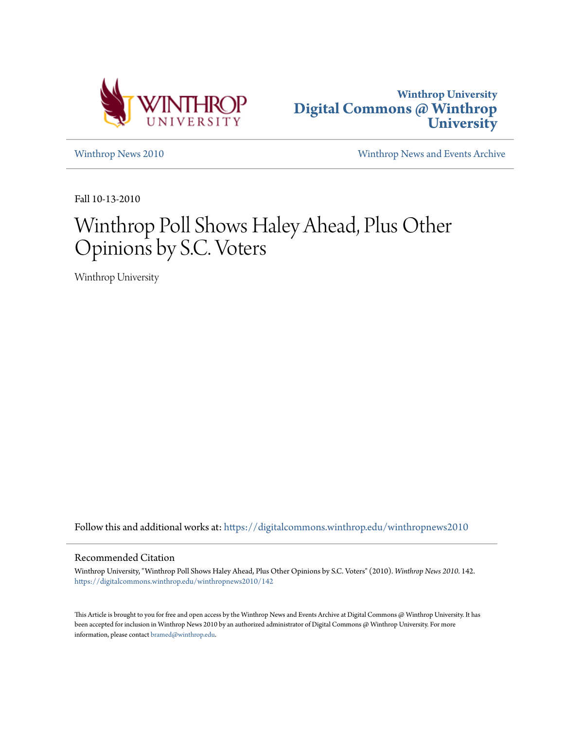Winthrop University
**Digital Commons @ Winthrop University**

Winthrop News 2010 | Winthrop News and Events Archive

Fall 10-13-2010

# Winthrop Poll Shows Haley Ahead, Plus Other Opinions by S.C. Voters

Winthrop University

Follow this and additional works at: https://digitalcommons.winthrop.edu/winthropnews2010

## Recommended Citation

Winthrop University, "Winthrop Poll Shows Haley Ahead, Plus Other Opinions by S.C. Voters" (2010). *Winthrop News 2010*. 142.
https://digitalcommons.winthrop.edu/winthropnews2010/142

This Article is brought to you for free and open access by the Winthrop News and Events Archive at Digital Commons @ Winthrop University. It has been accepted for inclusion in Winthrop News 2010 by an authorized administrator of Digital Commons @ Winthrop University. For more information, please contact bramed@winthrop.edu.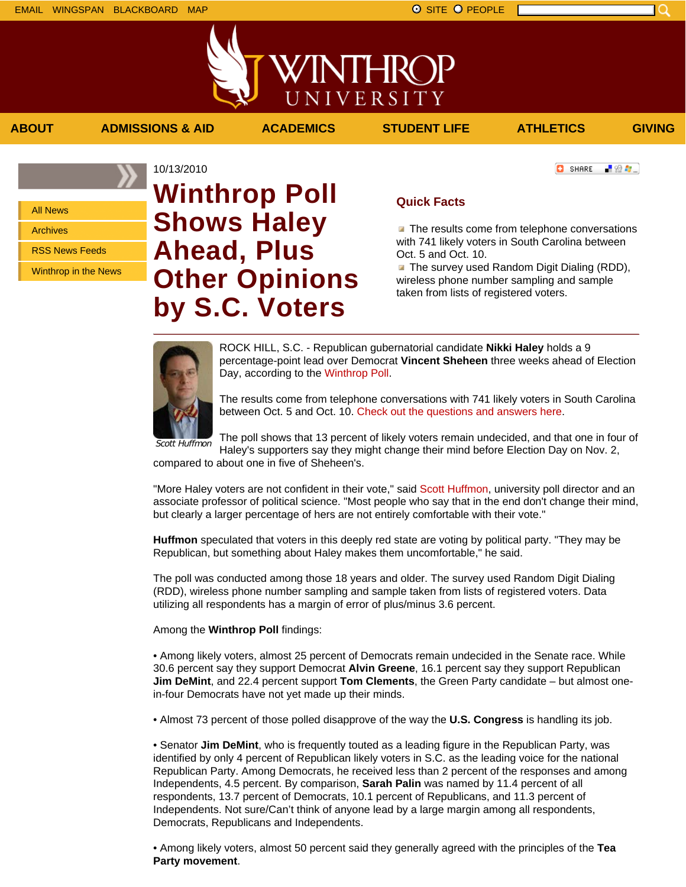10/13/2010

# Winthrop Poll Shows Haley Ahead, Plus Other Opinions by S.C. Voters

## Quick Facts

- The results come from telephone conversations with 741 likely voters in South Carolina between Oct. 5 and Oct. 10.
- The survey used Random Digit Dialing (RDD), wireless phone number sampling and sample taken from lists of registered voters.

---

*Scott Huffmon*

ROCK HILL, S.C. - Republican gubernatorial candidate **Nikki Haley** holds a 9 percentage-point lead over Democrat **Vincent Sheheen** three weeks ahead of Election Day, according to the Winthrop Poll.

The results come from telephone conversations with 741 likely voters in South Carolina between Oct. 5 and Oct. 10. Check out the questions and answers here.

The poll shows that 13 percent of likely voters remain undecided, and that one in four of Haley's supporters say they might change their mind before Election Day on Nov. 2, compared to about one in five of Sheheen's.

"More Haley voters are not confident in their vote," said Scott Huffmon, university poll director and an associate professor of political science. "Most people who say that in the end don't change their mind, but clearly a larger percentage of hers are not entirely comfortable with their vote."

**Huffmon** speculated that voters in this deeply red state are voting by political party. "They may be Republican, but something about Haley makes them uncomfortable," he said.

The poll was conducted among those 18 years and older. The survey used Random Digit Dialing (RDD), wireless phone number sampling and sample taken from lists of registered voters. Data utilizing all respondents has a margin of error of plus/minus 3.6 percent.

Among the **Winthrop Poll** findings:

• Among likely voters, almost 25 percent of Democrats remain undecided in the Senate race. While 30.6 percent say they support Democrat **Alvin Greene**, 16.1 percent say they support Republican **Jim DeMint**, and 22.4 percent support **Tom Clements**, the Green Party candidate – but almost one-in-four Democrats have not yet made up their minds.

• Almost 73 percent of those polled disapprove of the way the **U.S. Congress** is handling its job.

• Senator **Jim DeMint**, who is frequently touted as a leading figure in the Republican Party, was identified by only 4 percent of Republican likely voters in S.C. as the leading voice for the national Republican Party. Among Democrats, he received less than 2 percent of the responses and among Independents, 4.5 percent. By comparison, **Sarah Palin** was named by 11.4 percent of all respondents, 13.7 percent of Democrats, 10.1 percent of Republicans, and 11.3 percent of Independents. Not sure/Can't think of anyone lead by a large margin among all respondents, Democrats, Republicans and Independents.

• Among likely voters, almost 50 percent said they generally agreed with the principles of the **Tea Party movement**.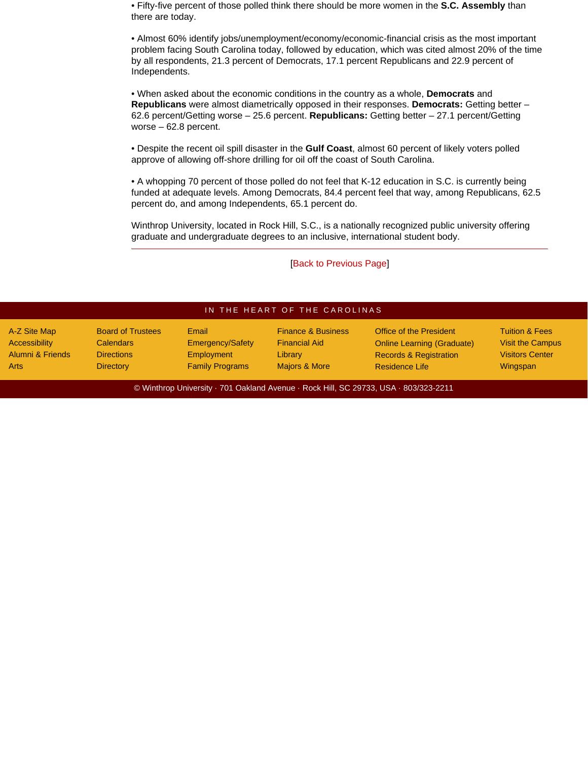• Fifty-five percent of those polled think there should be more women in the **S.C. Assembly** than there are today.

• Almost 60% identify jobs/unemployment/economy/economic-financial crisis as the most important problem facing South Carolina today, followed by education, which was cited almost 20% of the time by all respondents, 21.3 percent of Democrats, 17.1 percent Republicans and 22.9 percent of Independents.

• When asked about the economic conditions in the country as a whole, **Democrats** and **Republicans** were almost diametrically opposed in their responses. **Democrats:** Getting better – 62.6 percent/Getting worse – 25.6 percent. **Republicans:** Getting better – 27.1 percent/Getting worse – 62.8 percent.

• Despite the recent oil spill disaster in the **Gulf Coast**, almost 60 percent of likely voters polled approve of allowing off-shore drilling for oil off the coast of South Carolina.

• A whopping 70 percent of those polled do not feel that K-12 education in S.C. is currently being funded at adequate levels. Among Democrats, 84.4 percent feel that way, among Republicans, 62.5 percent do, and among Independents, 65.1 percent do.

Winthrop University, located in Rock Hill, S.C., is a nationally recognized public university offering graduate and undergraduate degrees to an inclusive, international student body.

---

[Back to Previous Page]

IN THE HEART OF THE CAROLINAS

A-Z Site Map
Accessibility
Alumni & Friends
Arts
Board of Trustees
Calendars
Directions
Directory
Email
Emergency/Safety
Employment
Family Programs
Finance & Business
Financial Aid
Library
Majors & More
Office of the President
Online Learning (Graduate)
Records & Registration
Residence Life
Tuition & Fees
Visit the Campus
Visitors Center
Wingspan

© Winthrop University · 701 Oakland Avenue · Rock Hill, SC 29733, USA · 803/323-2211